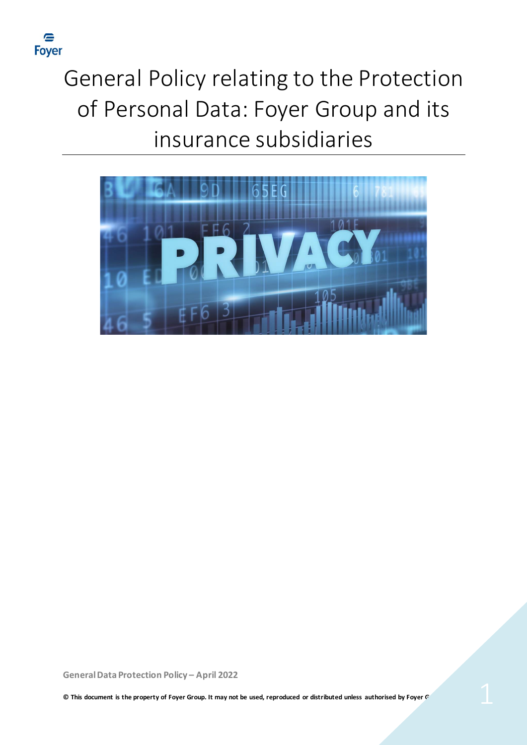# General Policy relating to the Protection of Personal Data: Foyer Group and its insurance subsidiaries

General Data Protection Policy – April 2022

**© This document is the property of Foyer Group. It may not be used, reproduced or distributed unless authorised by Foyer G**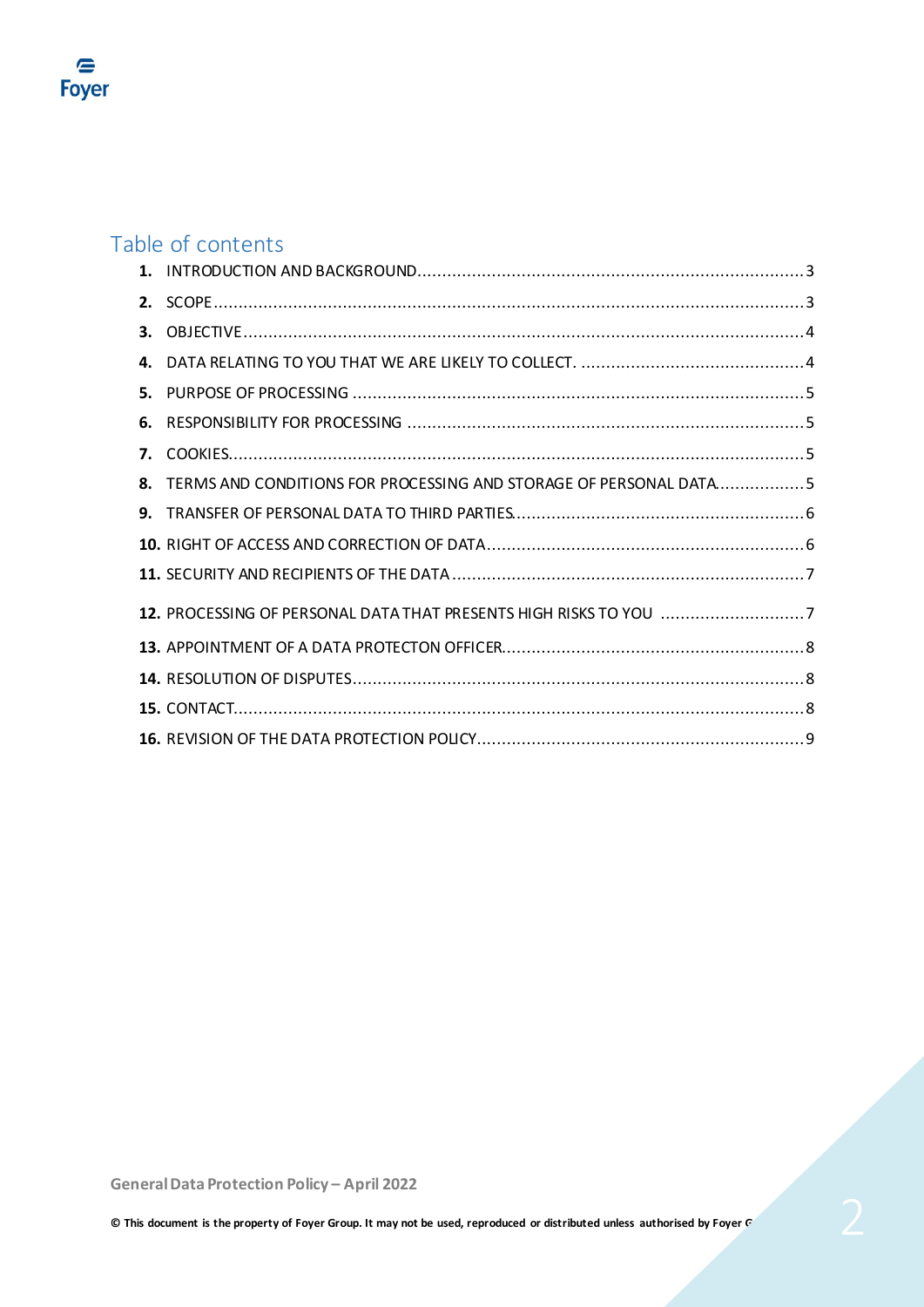## Table of contents

1. INTRODUCTION AND BACKGROUND ..... 3
2. SCOPE ..... 3
3. OBJECTIVE ..... 4
4. DATA RELATING TO YOU THAT WE ARE LIKELY TO COLLECT. ..... 4
5. PURPOSE OF PROCESSING ..... 5
6. RESPONSIBILITY FOR PROCESSING ..... 5
7. COOKIES ..... 5
8. TERMS AND CONDITIONS FOR PROCESSING AND STORAGE OF PERSONAL DATA ..... 5
9. TRANSFER OF PERSONAL DATA TO THIRD PARTIES ..... 6
10. RIGHT OF ACCESS AND CORRECTION OF DATA ..... 6
11. SECURITY AND RECIPIENTS OF THE DATA ..... 7
12. PROCESSING OF PERSONAL DATA THAT PRESENTS HIGH RISKS TO YOU ..... 7
13. APPOINTMENT OF A DATA PROTECTON OFFICER ..... 8
14. RESOLUTION OF DISPUTES ..... 8
15. CONTACT ..... 8
16. REVISION OF THE DATA PROTECTION POLICY ..... 9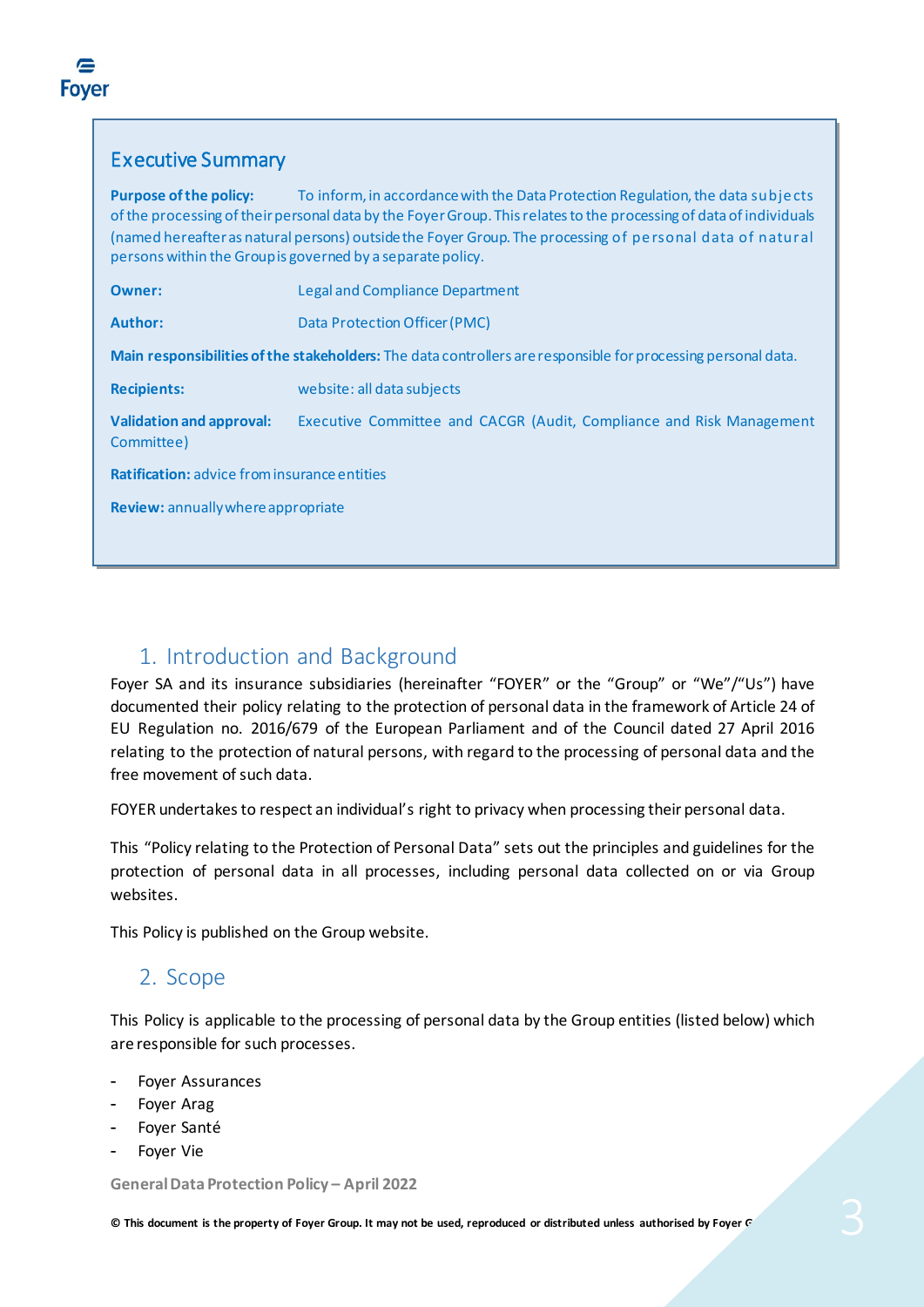## Executive Summary

**Purpose of the policy:** To inform, in accordance with the Data Protection Regulation, the data subjects of the processing of their personal data by the Foyer Group. This relates to the processing of data of individuals (named hereafter as natural persons) outside the Foyer Group. The processing of personal data of natural persons within the Group is governed by a separate policy.

**Owner:** Legal and Compliance Department

**Author:** Data Protection Officer (PMC)

**Main responsibilities of the stakeholders:** The data controllers are responsible for processing personal data.

**Recipients:** website: all data subjects

**Validation and approval:** Executive Committee and CACGR (Audit, Compliance and Risk Management Committee)

**Ratification:** advice from insurance entities

**Review:** annually where appropriate

## 1. Introduction and Background

Foyer SA and its insurance subsidiaries (hereinafter "FOYER" or the "Group" or "We"/"Us") have documented their policy relating to the protection of personal data in the framework of Article 24 of EU Regulation no. 2016/679 of the European Parliament and of the Council dated 27 April 2016 relating to the protection of natural persons, with regard to the processing of personal data and the free movement of such data.

FOYER undertakes to respect an individual's right to privacy when processing their personal data.

This "Policy relating to the Protection of Personal Data" sets out the principles and guidelines for the protection of personal data in all processes, including personal data collected on or via Group websites.

This Policy is published on the Group website.

## 2. Scope

This Policy is applicable to the processing of personal data by the Group entities (listed below) which are responsible for such processes.

- Foyer Assurances
- Foyer Arag
- Foyer Santé
- Foyer Vie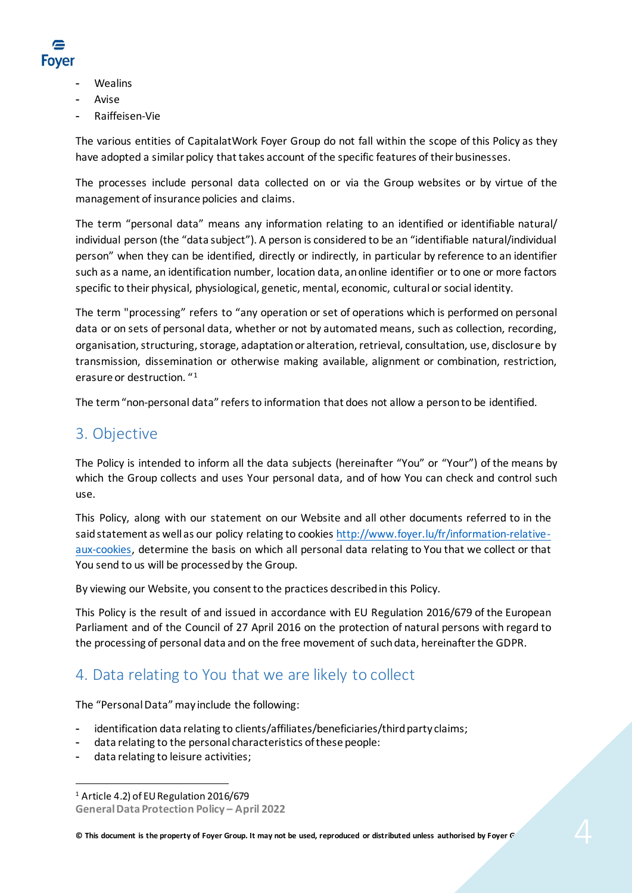- Wealins
- Avise
- Raiffeisen-Vie

The various entities of CapitalatWork Foyer Group do not fall within the scope of this Policy as they have adopted a similar policy that takes account of the specific features of their businesses.

The processes include personal data collected on or via the Group websites or by virtue of the management of insurance policies and claims.

The term "personal data" means any information relating to an identified or identifiable natural/ individual person (the "data subject"). A person is considered to be an "identifiable natural/individual person" when they can be identified, directly or indirectly, in particular by reference to an identifier such as a name, an identification number, location data, an online identifier or to one or more factors specific to their physical, physiological, genetic, mental, economic, cultural or social identity.

The term "processing" refers to "any operation or set of operations which is performed on personal data or on sets of personal data, whether or not by automated means, such as collection, recording, organisation, structuring, storage, adaptation or alteration, retrieval, consultation, use, disclosure by transmission, dissemination or otherwise making available, alignment or combination, restriction, erasure or destruction. "[1]

The term "non-personal data" refers to information that does not allow a person to be identified.

## 3. Objective

The Policy is intended to inform all the data subjects (hereinafter "You" or "Your") of the means by which the Group collects and uses Your personal data, and of how You can check and control such use.

This Policy, along with our statement on our Website and all other documents referred to in the said statement as well as our policy relating to cookies http://www.foyer.lu/fr/information-relative-aux-cookies, determine the basis on which all personal data relating to You that we collect or that You send to us will be processed by the Group.

By viewing our Website, you consent to the practices described in this Policy.

This Policy is the result of and issued in accordance with EU Regulation 2016/679 of the European Parliament and of the Council of 27 April 2016 on the protection of natural persons with regard to the processing of personal data and on the free movement of such data, hereinafter the GDPR.

## 4. Data relating to You that we are likely to collect

The "Personal Data" may include the following:

- identification data relating to clients/affiliates/beneficiaries/third party claims;
- data relating to the personal characteristics of these people:
- data relating to leisure activities;

[1] Article 4.2) of EU Regulation 2016/679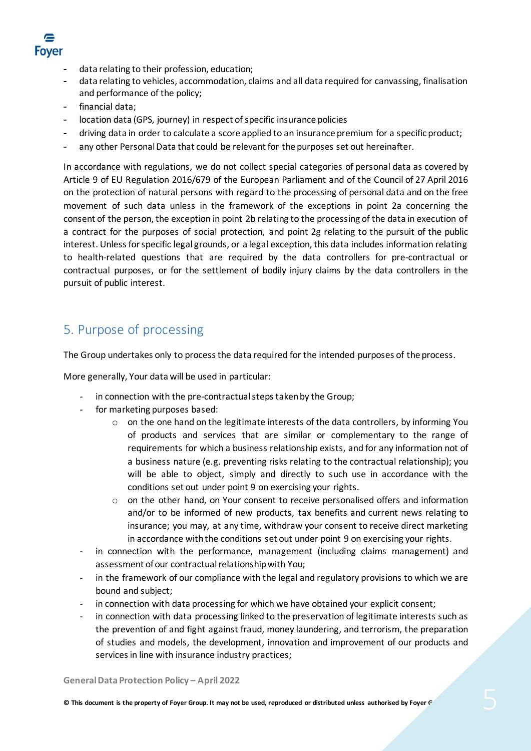- data relating to their profession, education;
- data relating to vehicles, accommodation, claims and all data required for canvassing, finalisation and performance of the policy;
- financial data;
- location data (GPS, journey) in respect of specific insurance policies
- driving data in order to calculate a score applied to an insurance premium for a specific product;
- any other Personal Data that could be relevant for the purposes set out hereinafter.

In accordance with regulations, we do not collect special categories of personal data as covered by Article 9 of EU Regulation 2016/679 of the European Parliament and of the Council of 27 April 2016 on the protection of natural persons with regard to the processing of personal data and on the free movement of such data unless in the framework of the exceptions in point 2a concerning the consent of the person, the exception in point 2b relating to the processing of the data in execution of a contract for the purposes of social protection, and point 2g relating to the pursuit of the public interest. Unless for specific legal grounds, or a legal exception, this data includes information relating to health-related questions that are required by the data controllers for pre-contractual or contractual purposes, or for the settlement of bodily injury claims by the data controllers in the pursuit of public interest.

## 5. Purpose of processing

The Group undertakes only to process the data required for the intended purposes of the process.

More generally, Your data will be used in particular:

- in connection with the pre-contractual steps taken by the Group;
- for marketing purposes based:
  - on the one hand on the legitimate interests of the data controllers, by informing You of products and services that are similar or complementary to the range of requirements for which a business relationship exists, and for any information not of a business nature (e.g. preventing risks relating to the contractual relationship); you will be able to object, simply and directly to such use in accordance with the conditions set out under point 9 on exercising your rights.
  - on the other hand, on Your consent to receive personalised offers and information and/or to be informed of new products, tax benefits and current news relating to insurance; you may, at any time, withdraw your consent to receive direct marketing in accordance with the conditions set out under point 9 on exercising your rights.
- in connection with the performance, management (including claims management) and assessment of our contractual relationship with You;
- in the framework of our compliance with the legal and regulatory provisions to which we are bound and subject;
- in connection with data processing for which we have obtained your explicit consent;
- in connection with data processing linked to the preservation of legitimate interests such as the prevention of and fight against fraud, money laundering, and terrorism, the preparation of studies and models, the development, innovation and improvement of our products and services in line with insurance industry practices;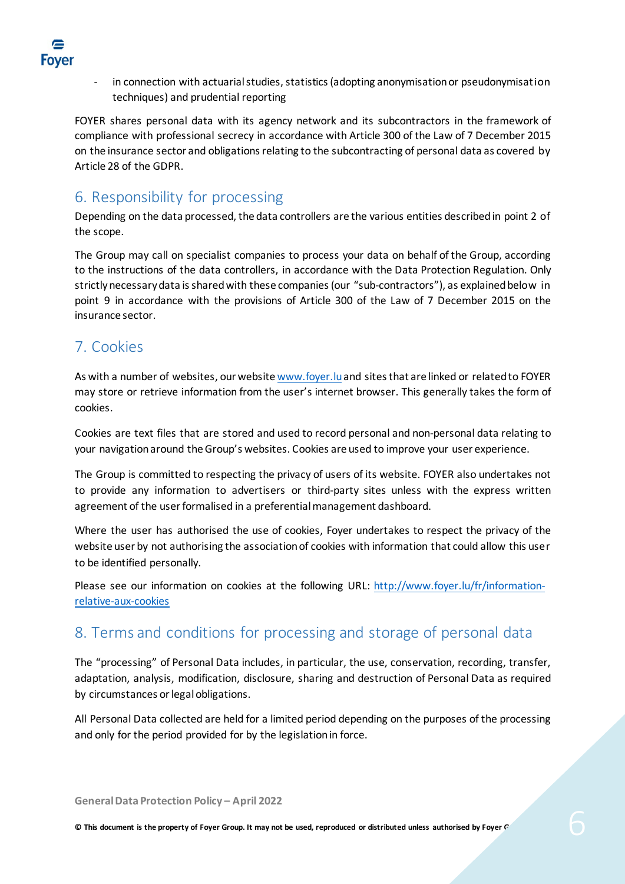- in connection with actuarial studies, statistics (adopting anonymisation or pseudonymisation techniques) and prudential reporting

FOYER shares personal data with its agency network and its subcontractors in the framework of compliance with professional secrecy in accordance with Article 300 of the Law of 7 December 2015 on the insurance sector and obligations relating to the subcontracting of personal data as covered by Article 28 of the GDPR.

## 6. Responsibility for processing

Depending on the data processed, the data controllers are the various entities described in point 2 of the scope.

The Group may call on specialist companies to process your data on behalf of the Group, according to the instructions of the data controllers, in accordance with the Data Protection Regulation. Only strictly necessary data is shared with these companies (our "sub-contractors"), as explained below in point 9 in accordance with the provisions of Article 300 of the Law of 7 December 2015 on the insurance sector.

## 7. Cookies

As with a number of websites, our website [www.foyer.lu](www.foyer.lu) and sites that are linked or related to FOYER may store or retrieve information from the user's internet browser. This generally takes the form of cookies.

Cookies are text files that are stored and used to record personal and non-personal data relating to your navigation around the Group's websites. Cookies are used to improve your user experience.

The Group is committed to respecting the privacy of users of its website. FOYER also undertakes not to provide any information to advertisers or third-party sites unless with the express written agreement of the user formalised in a preferential management dashboard.

Where the user has authorised the use of cookies, Foyer undertakes to respect the privacy of the website user by not authorising the association of cookies with information that could allow this user to be identified personally.

Please see our information on cookies at the following URL: [http://www.foyer.lu/fr/information-relative-aux-cookies](http://www.foyer.lu/fr/information-relative-aux-cookies)

## 8. Terms and conditions for processing and storage of personal data

The "processing" of Personal Data includes, in particular, the use, conservation, recording, transfer, adaptation, analysis, modification, disclosure, sharing and destruction of Personal Data as required by circumstances or legal obligations.

All Personal Data collected are held for a limited period depending on the purposes of the processing and only for the period provided for by the legislation in force.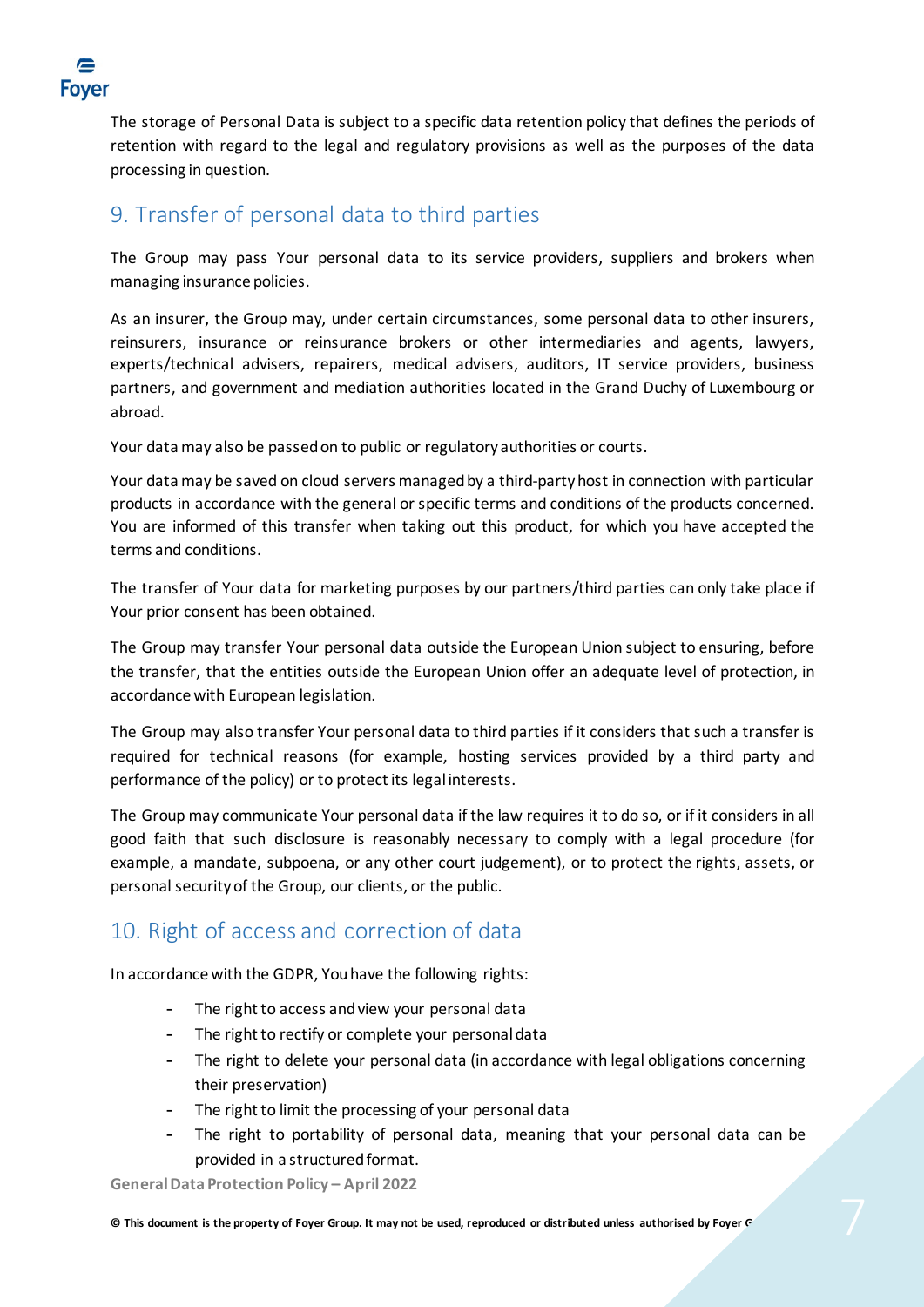The storage of Personal Data is subject to a specific data retention policy that defines the periods of retention with regard to the legal and regulatory provisions as well as the purposes of the data processing in question.

## 9. Transfer of personal data to third parties

The Group may pass Your personal data to its service providers, suppliers and brokers when managing insurance policies.

As an insurer, the Group may, under certain circumstances, some personal data to other insurers, reinsurers, insurance or reinsurance brokers or other intermediaries and agents, lawyers, experts/technical advisers, repairers, medical advisers, auditors, IT service providers, business partners, and government and mediation authorities located in the Grand Duchy of Luxembourg or abroad.

Your data may also be passed on to public or regulatory authorities or courts.

Your data may be saved on cloud servers managed by a third-party host in connection with particular products in accordance with the general or specific terms and conditions of the products concerned. You are informed of this transfer when taking out this product, for which you have accepted the terms and conditions.

The transfer of Your data for marketing purposes by our partners/third parties can only take place if Your prior consent has been obtained.

The Group may transfer Your personal data outside the European Union subject to ensuring, before the transfer, that the entities outside the European Union offer an adequate level of protection, in accordance with European legislation.

The Group may also transfer Your personal data to third parties if it considers that such a transfer is required for technical reasons (for example, hosting services provided by a third party and performance of the policy) or to protect its legal interests.

The Group may communicate Your personal data if the law requires it to do so, or if it considers in all good faith that such disclosure is reasonably necessary to comply with a legal procedure (for example, a mandate, subpoena, or any other court judgement), or to protect the rights, assets, or personal security of the Group, our clients, or the public.

## 10. Right of access and correction of data

In accordance with the GDPR, You have the following rights:

- The right to access and view your personal data
- The right to rectify or complete your personal data
- The right to delete your personal data (in accordance with legal obligations concerning their preservation)
- The right to limit the processing of your personal data
- The right to portability of personal data, meaning that your personal data can be provided in a structured format.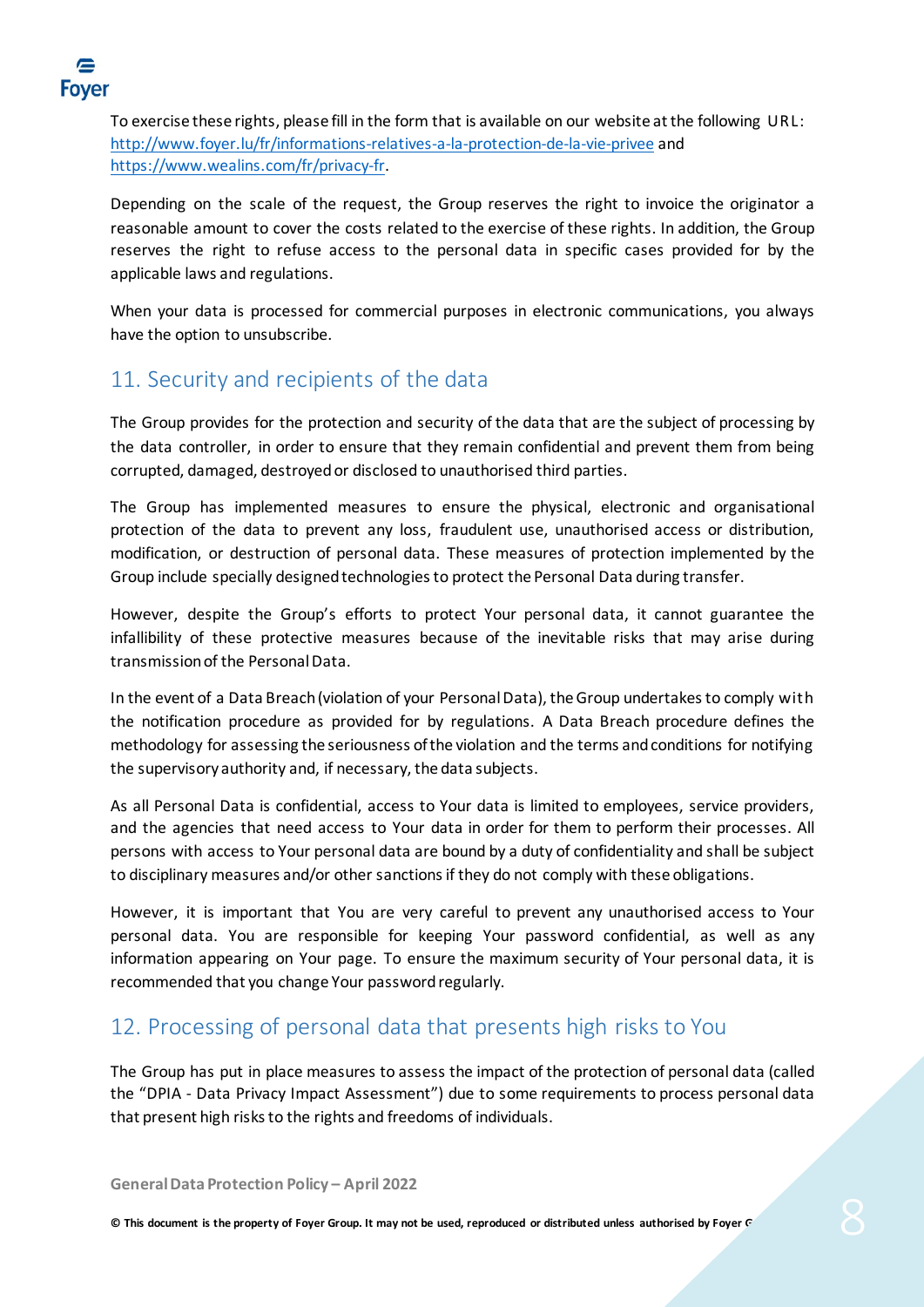To exercise these rights, please fill in the form that is available on our website at the following URL: [http://www.foyer.lu/fr/informations-relatives-a-la-protection-de-la-vie-privee](http://www.foyer.lu/fr/informations-relatives-a-la-protection-de-la-vie-privee) and [https://www.wealins.com/fr/privacy-fr](https://www.wealins.com/fr/privacy-fr).

Depending on the scale of the request, the Group reserves the right to invoice the originator a reasonable amount to cover the costs related to the exercise of these rights. In addition, the Group reserves the right to refuse access to the personal data in specific cases provided for by the applicable laws and regulations.

When your data is processed for commercial purposes in electronic communications, you always have the option to unsubscribe.

## 11. Security and recipients of the data

The Group provides for the protection and security of the data that are the subject of processing by the data controller, in order to ensure that they remain confidential and prevent them from being corrupted, damaged, destroyed or disclosed to unauthorised third parties.

The Group has implemented measures to ensure the physical, electronic and organisational protection of the data to prevent any loss, fraudulent use, unauthorised access or distribution, modification, or destruction of personal data. These measures of protection implemented by the Group include specially designed technologies to protect the Personal Data during transfer.

However, despite the Group's efforts to protect Your personal data, it cannot guarantee the infallibility of these protective measures because of the inevitable risks that may arise during transmission of the Personal Data.

In the event of a Data Breach (violation of your Personal Data), the Group undertakes to comply with the notification procedure as provided for by regulations. A Data Breach procedure defines the methodology for assessing the seriousness of the violation and the terms and conditions for notifying the supervisory authority and, if necessary, the data subjects.

As all Personal Data is confidential, access to Your data is limited to employees, service providers, and the agencies that need access to Your data in order for them to perform their processes. All persons with access to Your personal data are bound by a duty of confidentiality and shall be subject to disciplinary measures and/or other sanctions if they do not comply with these obligations.

However, it is important that You are very careful to prevent any unauthorised access to Your personal data. You are responsible for keeping Your password confidential, as well as any information appearing on Your page. To ensure the maximum security of Your personal data, it is recommended that you change Your password regularly.

## 12. Processing of personal data that presents high risks to You

The Group has put in place measures to assess the impact of the protection of personal data (called the "DPIA - Data Privacy Impact Assessment") due to some requirements to process personal data that present high risks to the rights and freedoms of individuals.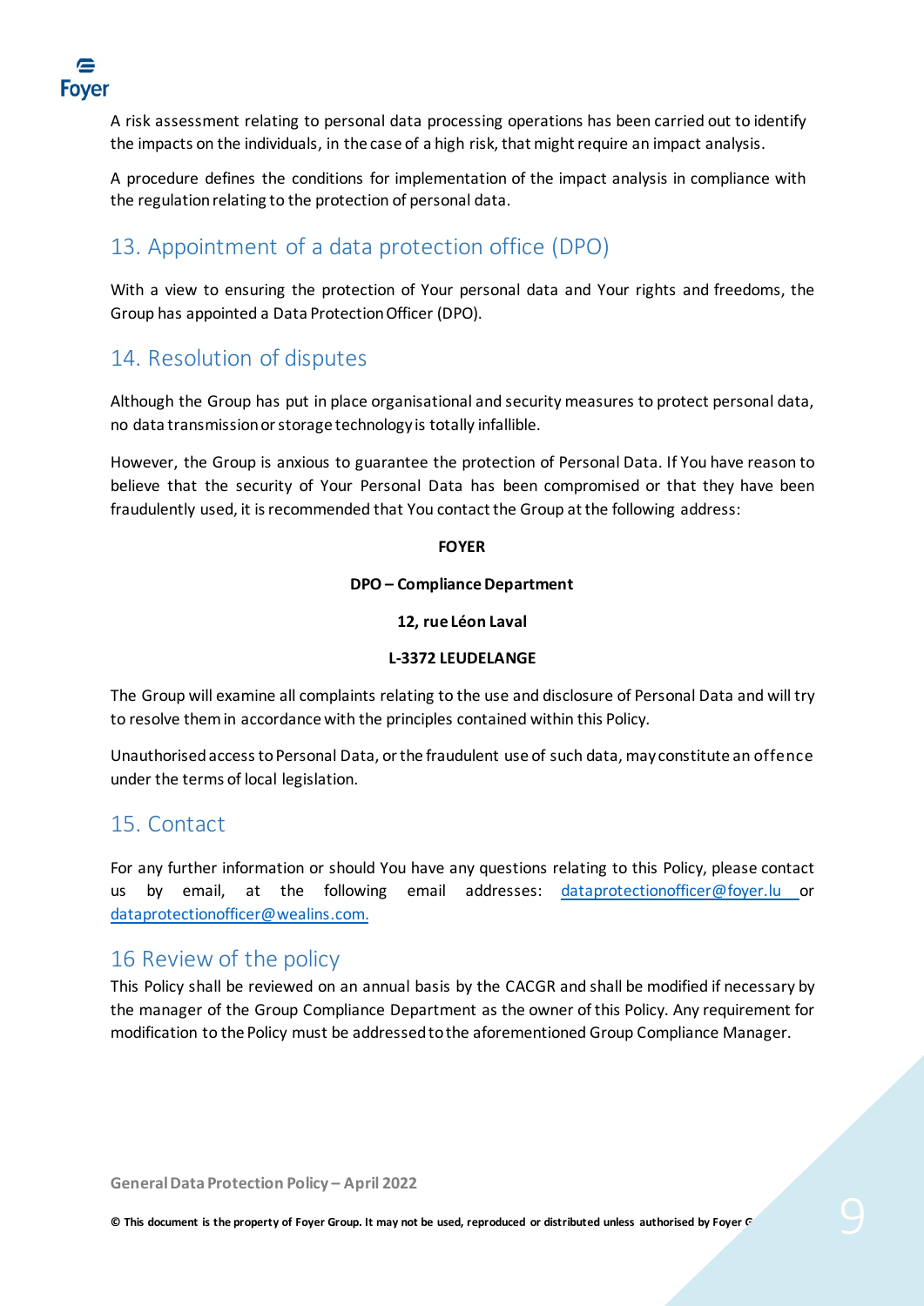A risk assessment relating to personal data processing operations has been carried out to identify the impacts on the individuals, in the case of a high risk, that might require an impact analysis.

A procedure defines the conditions for implementation of the impact analysis in compliance with the regulation relating to the protection of personal data.

## 13. Appointment of a data protection office (DPO)

With a view to ensuring the protection of Your personal data and Your rights and freedoms, the Group has appointed a Data Protection Officer (DPO).

## 14. Resolution of disputes

Although the Group has put in place organisational and security measures to protect personal data, no data transmission or storage technology is totally infallible.

However, the Group is anxious to guarantee the protection of Personal Data. If You have reason to believe that the security of Your Personal Data has been compromised or that they have been fraudulently used, it is recommended that You contact the Group at the following address:

**FOYER**

**DPO – Compliance Department**

**12, rue Léon Laval**

**L-3372 LEUDELANGE**

The Group will examine all complaints relating to the use and disclosure of Personal Data and will try to resolve them in accordance with the principles contained within this Policy.

Unauthorised access to Personal Data, or the fraudulent use of such data, may constitute an offence under the terms of local legislation.

## 15. Contact

For any further information or should You have any questions relating to this Policy, please contact us by email, at the following email addresses: dataprotectionofficer@foyer.lu or dataprotectionofficer@wealins.com.

## 16 Review of the policy

This Policy shall be reviewed on an annual basis by the CACGR and shall be modified if necessary by the manager of the Group Compliance Department as the owner of this Policy. Any requirement for modification to the Policy must be addressed to the aforementioned Group Compliance Manager.